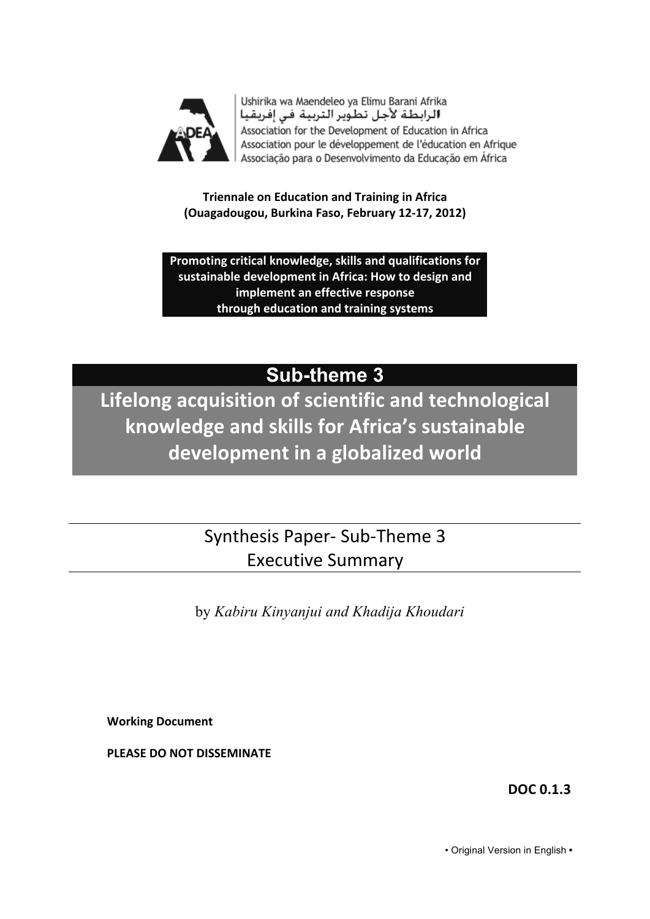Ushirika wa Maendeleo ya Elimu Barani Afrika
الرابطة لأجل تطوير التربية في إفريقيا
Association for the Development of Education in Africa
Association pour le développement de l'éducation en Afrique
Associação para o Desenvolvimento da Educação em África

**Triennale on Education and Training in Africa**
**(Ouagadougou, Burkina Faso, February 12-17, 2012)**

**Promoting critical knowledge, skills and qualifications for sustainable development in Africa: How to design and implement an effective response through education and training systems**

# Sub-theme 3

# Lifelong acquisition of scientific and technological knowledge and skills for Africa's sustainable development in a globalized world

## Synthesis Paper- Sub-Theme 3
## Executive Summary

by *Kabiru Kinyanjui and Khadija Khoudari*

**Working Document**

**PLEASE DO NOT DISSEMINATE**

**DOC 0.1.3**

• Original Version in English •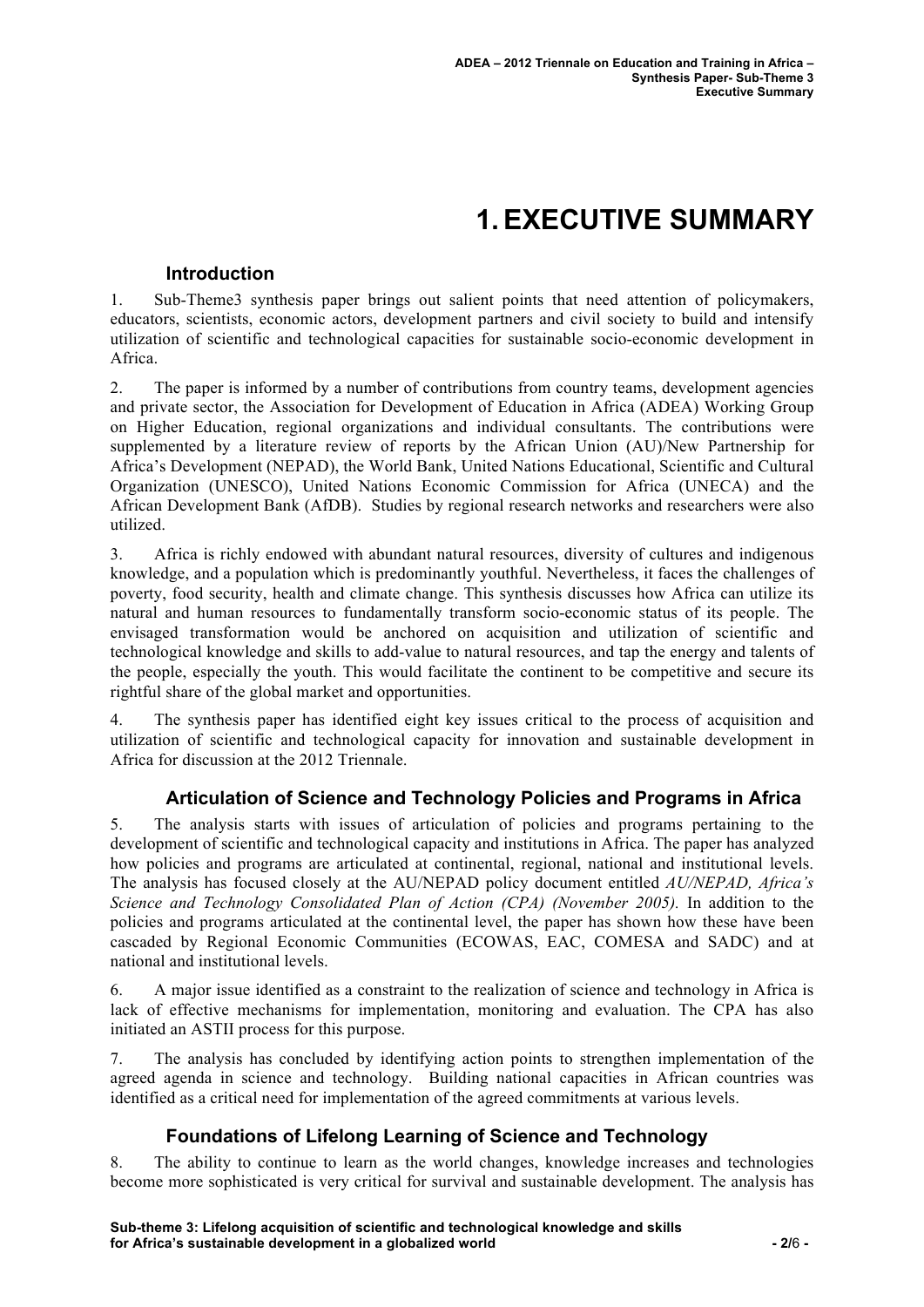# 1. EXECUTIVE SUMMARY

### Introduction

1. Sub-Theme3 synthesis paper brings out salient points that need attention of policymakers, educators, scientists, economic actors, development partners and civil society to build and intensify utilization of scientific and technological capacities for sustainable socio-economic development in Africa.

2. The paper is informed by a number of contributions from country teams, development agencies and private sector, the Association for Development of Education in Africa (ADEA) Working Group on Higher Education, regional organizations and individual consultants. The contributions were supplemented by a literature review of reports by the African Union (AU)/New Partnership for Africa's Development (NEPAD), the World Bank, United Nations Educational, Scientific and Cultural Organization (UNESCO), United Nations Economic Commission for Africa (UNECA) and the African Development Bank (AfDB). Studies by regional research networks and researchers were also utilized.

3. Africa is richly endowed with abundant natural resources, diversity of cultures and indigenous knowledge, and a population which is predominantly youthful. Nevertheless, it faces the challenges of poverty, food security, health and climate change. This synthesis discusses how Africa can utilize its natural and human resources to fundamentally transform socio-economic status of its people. The envisaged transformation would be anchored on acquisition and utilization of scientific and technological knowledge and skills to add-value to natural resources, and tap the energy and talents of the people, especially the youth. This would facilitate the continent to be competitive and secure its rightful share of the global market and opportunities.

4. The synthesis paper has identified eight key issues critical to the process of acquisition and utilization of scientific and technological capacity for innovation and sustainable development in Africa for discussion at the 2012 Triennale.

### Articulation of Science and Technology Policies and Programs in Africa

5. The analysis starts with issues of articulation of policies and programs pertaining to the development of scientific and technological capacity and institutions in Africa. The paper has analyzed how policies and programs are articulated at continental, regional, national and institutional levels. The analysis has focused closely at the AU/NEPAD policy document entitled *AU/NEPAD, Africa's Science and Technology Consolidated Plan of Action (CPA) (November 2005).* In addition to the policies and programs articulated at the continental level, the paper has shown how these have been cascaded by Regional Economic Communities (ECOWAS, EAC, COMESA and SADC) and at national and institutional levels.

6. A major issue identified as a constraint to the realization of science and technology in Africa is lack of effective mechanisms for implementation, monitoring and evaluation. The CPA has also initiated an ASTII process for this purpose.

7. The analysis has concluded by identifying action points to strengthen implementation of the agreed agenda in science and technology. Building national capacities in African countries was identified as a critical need for implementation of the agreed commitments at various levels.

### Foundations of Lifelong Learning of Science and Technology

8. The ability to continue to learn as the world changes, knowledge increases and technologies become more sophisticated is very critical for survival and sustainable development. The analysis has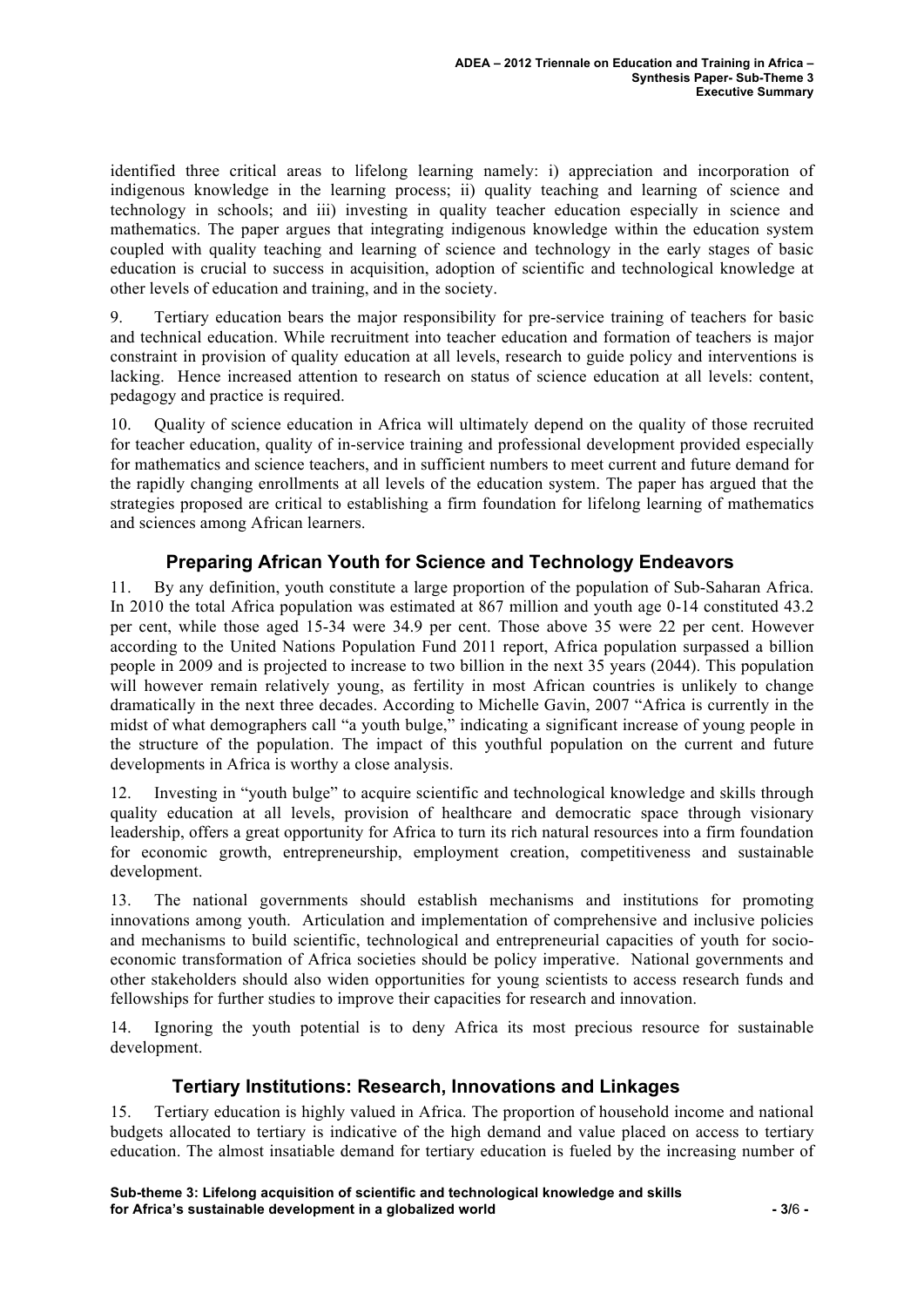identified three critical areas to lifelong learning namely: i) appreciation and incorporation of indigenous knowledge in the learning process; ii) quality teaching and learning of science and technology in schools; and iii) investing in quality teacher education especially in science and mathematics. The paper argues that integrating indigenous knowledge within the education system coupled with quality teaching and learning of science and technology in the early stages of basic education is crucial to success in acquisition, adoption of scientific and technological knowledge at other levels of education and training, and in the society.

9. Tertiary education bears the major responsibility for pre-service training of teachers for basic and technical education. While recruitment into teacher education and formation of teachers is major constraint in provision of quality education at all levels, research to guide policy and interventions is lacking. Hence increased attention to research on status of science education at all levels: content, pedagogy and practice is required.

10. Quality of science education in Africa will ultimately depend on the quality of those recruited for teacher education, quality of in-service training and professional development provided especially for mathematics and science teachers, and in sufficient numbers to meet current and future demand for the rapidly changing enrollments at all levels of the education system. The paper has argued that the strategies proposed are critical to establishing a firm foundation for lifelong learning of mathematics and sciences among African learners.

## Preparing African Youth for Science and Technology Endeavors

11. By any definition, youth constitute a large proportion of the population of Sub-Saharan Africa. In 2010 the total Africa population was estimated at 867 million and youth age 0-14 constituted 43.2 per cent, while those aged 15-34 were 34.9 per cent. Those above 35 were 22 per cent. However according to the United Nations Population Fund 2011 report, Africa population surpassed a billion people in 2009 and is projected to increase to two billion in the next 35 years (2044). This population will however remain relatively young, as fertility in most African countries is unlikely to change dramatically in the next three decades. According to Michelle Gavin, 2007 "Africa is currently in the midst of what demographers call "a youth bulge," indicating a significant increase of young people in the structure of the population. The impact of this youthful population on the current and future developments in Africa is worthy a close analysis.

12. Investing in "youth bulge" to acquire scientific and technological knowledge and skills through quality education at all levels, provision of healthcare and democratic space through visionary leadership, offers a great opportunity for Africa to turn its rich natural resources into a firm foundation for economic growth, entrepreneurship, employment creation, competitiveness and sustainable development.

13. The national governments should establish mechanisms and institutions for promoting innovations among youth. Articulation and implementation of comprehensive and inclusive policies and mechanisms to build scientific, technological and entrepreneurial capacities of youth for socio-economic transformation of Africa societies should be policy imperative. National governments and other stakeholders should also widen opportunities for young scientists to access research funds and fellowships for further studies to improve their capacities for research and innovation.

14. Ignoring the youth potential is to deny Africa its most precious resource for sustainable development.

## Tertiary Institutions: Research, Innovations and Linkages

15. Tertiary education is highly valued in Africa. The proportion of household income and national budgets allocated to tertiary is indicative of the high demand and value placed on access to tertiary education. The almost insatiable demand for tertiary education is fueled by the increasing number of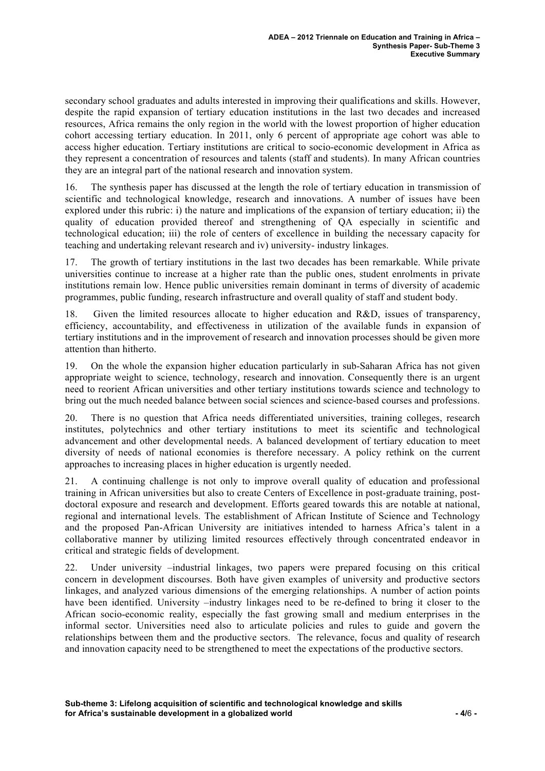secondary school graduates and adults interested in improving their qualifications and skills. However, despite the rapid expansion of tertiary education institutions in the last two decades and increased resources, Africa remains the only region in the world with the lowest proportion of higher education cohort accessing tertiary education. In 2011, only 6 percent of appropriate age cohort was able to access higher education. Tertiary institutions are critical to socio-economic development in Africa as they represent a concentration of resources and talents (staff and students). In many African countries they are an integral part of the national research and innovation system.

16. The synthesis paper has discussed at the length the role of tertiary education in transmission of scientific and technological knowledge, research and innovations. A number of issues have been explored under this rubric: i) the nature and implications of the expansion of tertiary education; ii) the quality of education provided thereof and strengthening of QA especially in scientific and technological education; iii) the role of centers of excellence in building the necessary capacity for teaching and undertaking relevant research and iv) university- industry linkages.

17. The growth of tertiary institutions in the last two decades has been remarkable. While private universities continue to increase at a higher rate than the public ones, student enrolments in private institutions remain low. Hence public universities remain dominant in terms of diversity of academic programmes, public funding, research infrastructure and overall quality of staff and student body.

18. Given the limited resources allocate to higher education and R&D, issues of transparency, efficiency, accountability, and effectiveness in utilization of the available funds in expansion of tertiary institutions and in the improvement of research and innovation processes should be given more attention than hitherto.

19. On the whole the expansion higher education particularly in sub-Saharan Africa has not given appropriate weight to science, technology, research and innovation. Consequently there is an urgent need to reorient African universities and other tertiary institutions towards science and technology to bring out the much needed balance between social sciences and science-based courses and professions.

20. There is no question that Africa needs differentiated universities, training colleges, research institutes, polytechnics and other tertiary institutions to meet its scientific and technological advancement and other developmental needs. A balanced development of tertiary education to meet diversity of needs of national economies is therefore necessary. A policy rethink on the current approaches to increasing places in higher education is urgently needed.

21. A continuing challenge is not only to improve overall quality of education and professional training in African universities but also to create Centers of Excellence in post-graduate training, post-doctoral exposure and research and development. Efforts geared towards this are notable at national, regional and international levels. The establishment of African Institute of Science and Technology and the proposed Pan-African University are initiatives intended to harness Africa's talent in a collaborative manner by utilizing limited resources effectively through concentrated endeavor in critical and strategic fields of development.

22. Under university –industrial linkages, two papers were prepared focusing on this critical concern in development discourses. Both have given examples of university and productive sectors linkages, and analyzed various dimensions of the emerging relationships. A number of action points have been identified. University –industry linkages need to be re-defined to bring it closer to the African socio-economic reality, especially the fast growing small and medium enterprises in the informal sector. Universities need also to articulate policies and rules to guide and govern the relationships between them and the productive sectors. The relevance, focus and quality of research and innovation capacity need to be strengthened to meet the expectations of the productive sectors.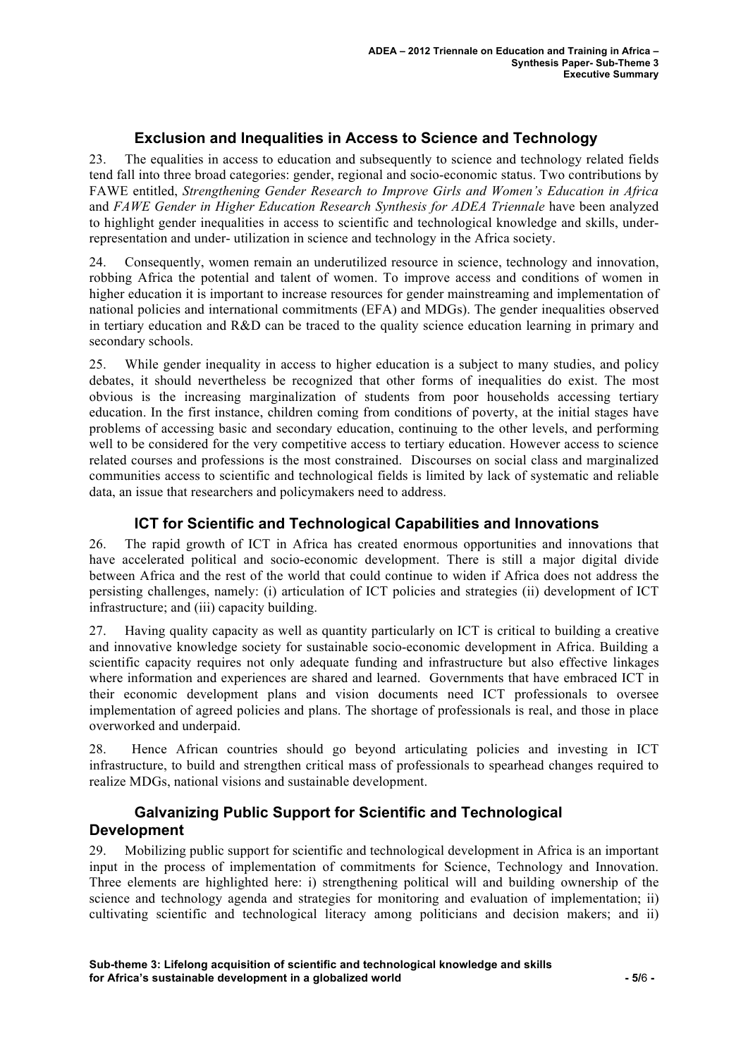## Exclusion and Inequalities in Access to Science and Technology

23. The equalities in access to education and subsequently to science and technology related fields tend fall into three broad categories: gender, regional and socio-economic status. Two contributions by FAWE entitled, *Strengthening Gender Research to Improve Girls and Women's Education in Africa* and *FAWE Gender in Higher Education Research Synthesis for ADEA Triennale* have been analyzed to highlight gender inequalities in access to scientific and technological knowledge and skills, under-representation and under- utilization in science and technology in the Africa society.

24. Consequently, women remain an underutilized resource in science, technology and innovation, robbing Africa the potential and talent of women. To improve access and conditions of women in higher education it is important to increase resources for gender mainstreaming and implementation of national policies and international commitments (EFA) and MDGs). The gender inequalities observed in tertiary education and R&D can be traced to the quality science education learning in primary and secondary schools.

25. While gender inequality in access to higher education is a subject to many studies, and policy debates, it should nevertheless be recognized that other forms of inequalities do exist. The most obvious is the increasing marginalization of students from poor households accessing tertiary education. In the first instance, children coming from conditions of poverty, at the initial stages have problems of accessing basic and secondary education, continuing to the other levels, and performing well to be considered for the very competitive access to tertiary education. However access to science related courses and professions is the most constrained. Discourses on social class and marginalized communities access to scientific and technological fields is limited by lack of systematic and reliable data, an issue that researchers and policymakers need to address.

## ICT for Scientific and Technological Capabilities and Innovations

26. The rapid growth of ICT in Africa has created enormous opportunities and innovations that have accelerated political and socio-economic development. There is still a major digital divide between Africa and the rest of the world that could continue to widen if Africa does not address the persisting challenges, namely: (i) articulation of ICT policies and strategies (ii) development of ICT infrastructure; and (iii) capacity building.

27. Having quality capacity as well as quantity particularly on ICT is critical to building a creative and innovative knowledge society for sustainable socio-economic development in Africa. Building a scientific capacity requires not only adequate funding and infrastructure but also effective linkages where information and experiences are shared and learned. Governments that have embraced ICT in their economic development plans and vision documents need ICT professionals to oversee implementation of agreed policies and plans. The shortage of professionals is real, and those in place overworked and underpaid.

28. Hence African countries should go beyond articulating policies and investing in ICT infrastructure, to build and strengthen critical mass of professionals to spearhead changes required to realize MDGs, national visions and sustainable development.

## Galvanizing Public Support for Scientific and Technological Development

29. Mobilizing public support for scientific and technological development in Africa is an important input in the process of implementation of commitments for Science, Technology and Innovation. Three elements are highlighted here: i) strengthening political will and building ownership of the science and technology agenda and strategies for monitoring and evaluation of implementation; ii) cultivating scientific and technological literacy among politicians and decision makers; and ii)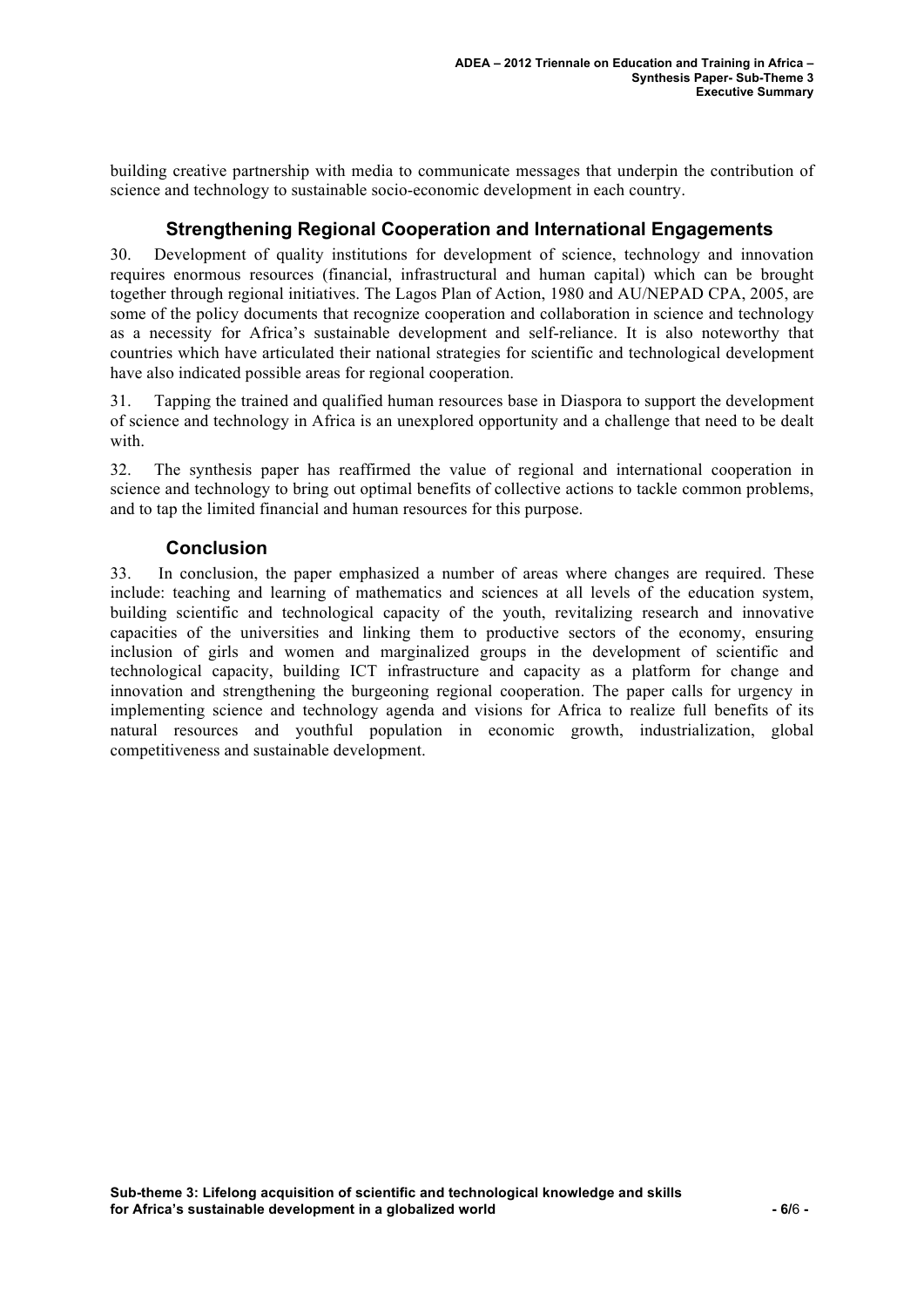building creative partnership with media to communicate messages that underpin the contribution of science and technology to sustainable socio-economic development in each country.

## Strengthening Regional Cooperation and International Engagements

30. Development of quality institutions for development of science, technology and innovation requires enormous resources (financial, infrastructural and human capital) which can be brought together through regional initiatives. The Lagos Plan of Action, 1980 and AU/NEPAD CPA, 2005, are some of the policy documents that recognize cooperation and collaboration in science and technology as a necessity for Africa's sustainable development and self-reliance. It is also noteworthy that countries which have articulated their national strategies for scientific and technological development have also indicated possible areas for regional cooperation.

31. Tapping the trained and qualified human resources base in Diaspora to support the development of science and technology in Africa is an unexplored opportunity and a challenge that need to be dealt with.

32. The synthesis paper has reaffirmed the value of regional and international cooperation in science and technology to bring out optimal benefits of collective actions to tackle common problems, and to tap the limited financial and human resources for this purpose.

## Conclusion

33. In conclusion, the paper emphasized a number of areas where changes are required. These include: teaching and learning of mathematics and sciences at all levels of the education system, building scientific and technological capacity of the youth, revitalizing research and innovative capacities of the universities and linking them to productive sectors of the economy, ensuring inclusion of girls and women and marginalized groups in the development of scientific and technological capacity, building ICT infrastructure and capacity as a platform for change and innovation and strengthening the burgeoning regional cooperation. The paper calls for urgency in implementing science and technology agenda and visions for Africa to realize full benefits of its natural resources and youthful population in economic growth, industrialization, global competitiveness and sustainable development.